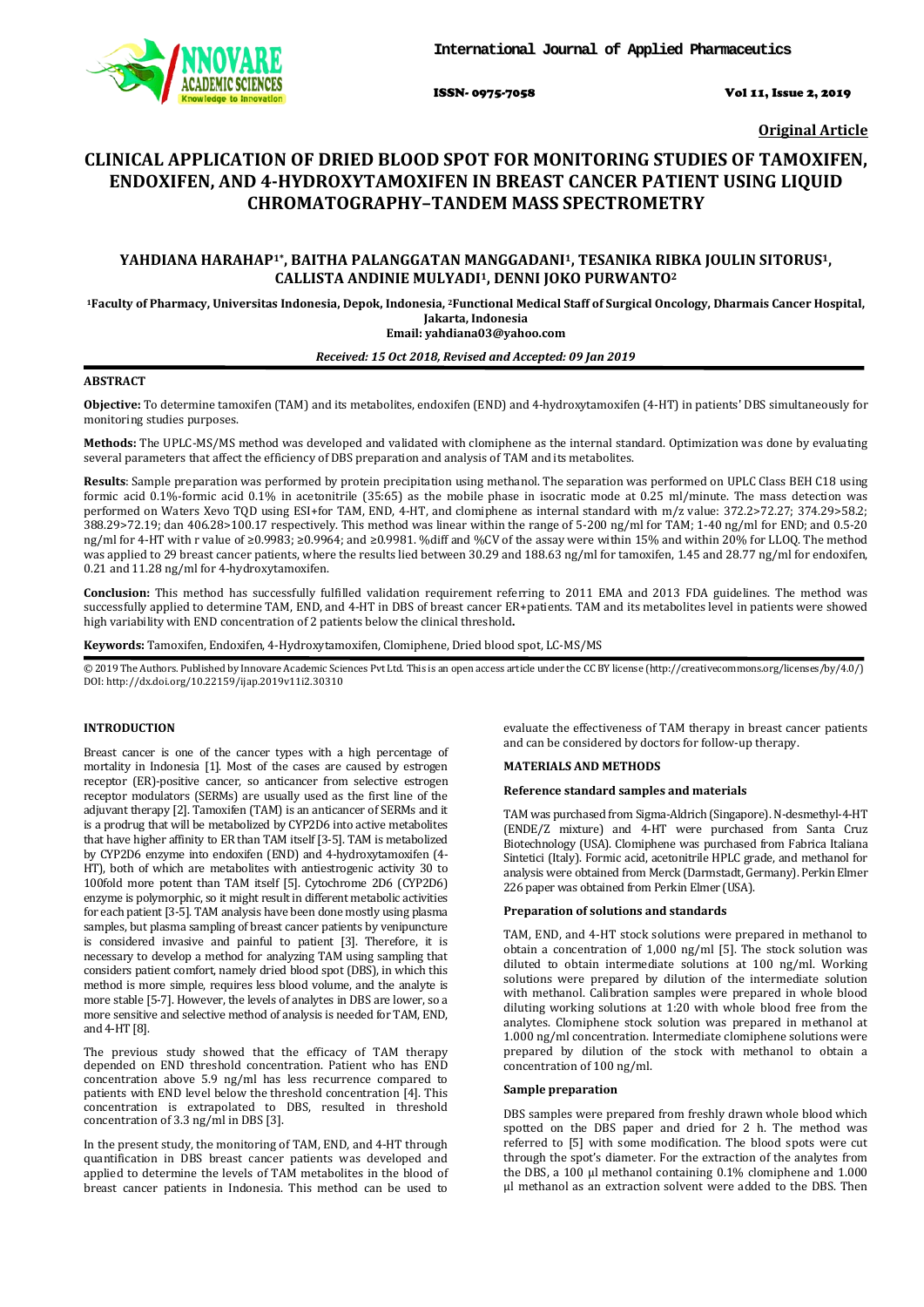Original Article

# CLINICAL APPLICATION OF DRIED BLOOD SPOT FOR MONITORING STUDIES OF TAMOXIFEN, ENDOXIFEN, AND 4-HYDROXYTAMOXIFEN IN BREAST CANCER PATIENT USING LIQUID CHROMATOGRAPHY–TANDEM MASS SPECTROMETRY

**YAHDIANA HARAHAP[1*], BAITHA PALANGGATAN MANGGADANI[1], TESANIKA RIBKA JOULIN SITORUS[1], CALLISTA ANDINIE MULYADI[1], DENNI JOKO PURWANTO[2]**

[1]Faculty of Pharmacy, Universitas Indonesia, Depok, Indonesia, [2]Functional Medical Staff of Surgical Oncology, Dharmais Cancer Hospital, Jakarta, Indonesia

Email: yahdiana03@yahoo.com

*Received: 15 Oct 2018, Revised and Accepted: 09 Jan 2019*

## ABSTRACT

**Objective:** To determine tamoxifen (TAM) and its metabolites, endoxifen (END) and 4-hydroxytamoxifen (4-HT) in patients' DBS simultaneously for monitoring studies purposes.

**Methods:** The UPLC-MS/MS method was developed and validated with clomiphene as the internal standard. Optimization was done by evaluating several parameters that affect the efficiency of DBS preparation and analysis of TAM and its metabolites.

**Results**: Sample preparation was performed by protein precipitation using methanol. The separation was performed on UPLC Class BEH C18 using formic acid 0.1%-formic acid 0.1% in acetonitrile (35:65) as the mobile phase in isocratic mode at 0.25 ml/minute. The mass detection was performed on Waters Xevo TQD using ESI+for TAM, END, 4-HT, and clomiphene as internal standard with m/z value: 372.2>72.27; 374.29>58.2; 388.29>72.19; dan 406.28>100.17 respectively. This method was linear within the range of 5-200 ng/ml for TAM; 1-40 ng/ml for END; and 0.5-20 ng/ml for 4-HT with r value of ≥0.9983; ≥0.9964; and ≥0.9981. %diff and %CV of the assay were within 15% and within 20% for LLOQ. The method was applied to 29 breast cancer patients, where the results lied between 30.29 and 188.63 ng/ml for tamoxifen, 1.45 and 28.77 ng/ml for endoxifen, 0.21 and 11.28 ng/ml for 4-hydroxytamoxifen.

**Conclusion:** This method has successfully fulfilled validation requirement referring to 2011 EMA and 2013 FDA guidelines. The method was successfully applied to determine TAM, END, and 4-HT in DBS of breast cancer ER+patients. TAM and its metabolites level in patients were showed high variability with END concentration of 2 patients below the clinical threshold**.**

**Keywords:** Tamoxifen, Endoxifen, 4-Hydroxytamoxifen, Clomiphene, Dried blood spot, LC-MS/MS

© 2019 The Authors. Published by Innovare Academic Sciences Pvt Ltd. This is an open access article under the CC BY license (http://creativecommons.org/licenses/by/4.0/) DOI: http://dx.doi.org/10.22159/ijap.2019v11i2.30310

## INTRODUCTION

Breast cancer is one of the cancer types with a high percentage of mortality in Indonesia [1]. Most of the cases are caused by estrogen receptor (ER)-positive cancer, so anticancer from selective estrogen receptor modulators (SERMs) are usually used as the first line of the adjuvant therapy [2]. Tamoxifen (TAM) is an anticancer of SERMs and it is a prodrug that will be metabolized by CYP2D6 into active metabolites that have higher affinity to ER than TAM itself [3-5]. TAM is metabolized by CYP2D6 enzyme into endoxifen (END) and 4-hydroxytamoxifen (4-HT), both of which are metabolites with antiestrogenic activity 30 to 100fold more potent than TAM itself [5]. Cytochrome 2D6 (CYP2D6) enzyme is polymorphic, so it might result in different metabolic activities for each patient [3-5]. TAM analysis have been done mostly using plasma samples, but plasma sampling of breast cancer patients by venipuncture is considered invasive and painful to patient [3]. Therefore, it is necessary to develop a method for analyzing TAM using sampling that considers patient comfort, namely dried blood spot (DBS), in which this method is more simple, requires less blood volume, and the analyte is more stable [5-7]. However, the levels of analytes in DBS are lower, so a more sensitive and selective method of analysis is needed for TAM, END, and 4-HT [8].

The previous study showed that the efficacy of TAM therapy depended on END threshold concentration. Patient who has END concentration above 5.9 ng/ml has less recurrence compared to patients with END level below the threshold concentration [4]. This concentration is extrapolated to DBS, resulted in threshold concentration of 3.3 ng/ml in DBS [3].

In the present study, the monitoring of TAM, END, and 4-HT through quantification in DBS breast cancer patients was developed and applied to determine the levels of TAM metabolites in the blood of breast cancer patients in Indonesia. This method can be used to evaluate the effectiveness of TAM therapy in breast cancer patients and can be considered by doctors for follow-up therapy.

## MATERIALS AND METHODS

### Reference standard samples and materials

TAM was purchased from Sigma-Aldrich (Singapore). N-desmethyl-4-HT (ENDE/Z mixture) and 4-HT were purchased from Santa Cruz Biotechnology (USA). Clomiphene was purchased from Fabrica Italiana Sintetici (Italy). Formic acid, acetonitrile HPLC grade, and methanol for analysis were obtained from Merck (Darmstadt, Germany). Perkin Elmer 226 paper was obtained from Perkin Elmer (USA).

### Preparation of solutions and standards

TAM, END, and 4-HT stock solutions were prepared in methanol to obtain a concentration of 1,000 ng/ml [5]. The stock solution was diluted to obtain intermediate solutions at 100 ng/ml. Working solutions were prepared by dilution of the intermediate solution with methanol. Calibration samples were prepared in whole blood diluting working solutions at 1:20 with whole blood free from the analytes. Clomiphene stock solution was prepared in methanol at 1.000 ng/ml concentration. Intermediate clomiphene solutions were prepared by dilution of the stock with methanol to obtain a concentration of 100 ng/ml.

### Sample preparation

DBS samples were prepared from freshly drawn whole blood which spotted on the DBS paper and dried for 2 h. The method was referred to [5] with some modification. The blood spots were cut through the spot's diameter. For the extraction of the analytes from the DBS, a 100 µl methanol containing 0.1% clomiphene and 1.000 µl methanol as an extraction solvent were added to the DBS. Then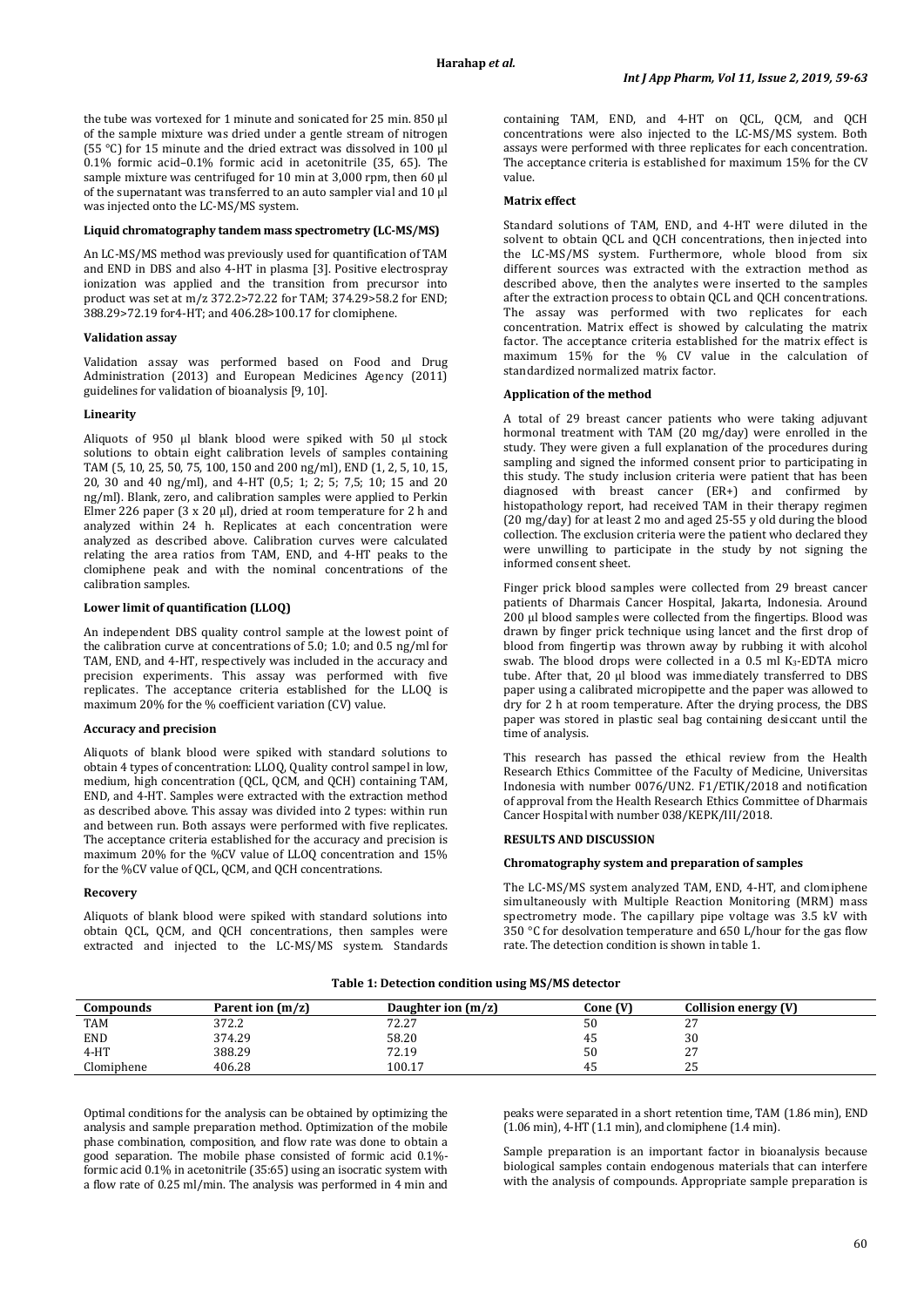the tube was vortexed for 1 minute and sonicated for 25 min. 850 µl of the sample mixture was dried under a gentle stream of nitrogen (55 °C) for 15 minute and the dried extract was dissolved in 100 µl 0.1% formic acid–0.1% formic acid in acetonitrile (35, 65). The sample mixture was centrifuged for 10 min at 3,000 rpm, then 60 µl of the supernatant was transferred to an auto sampler vial and 10 µl was injected onto the LC-MS/MS system.

**Liquid chromatography tandem mass spectrometry (LC-MS/MS)**

An LC-MS/MS method was previously used for quantification of TAM and END in DBS and also 4-HT in plasma [3]. Positive electrospray ionization was applied and the transition from precursor into product was set at m/z 372.2>72.22 for TAM; 374.29>58.2 for END; 388.29>72.19 for4-HT; and 406.28>100.17 for clomiphene.

**Validation assay**

Validation assay was performed based on Food and Drug Administration (2013) and European Medicines Agency (2011) guidelines for validation of bioanalysis [9, 10].

**Linearity**

Aliquots of 950 µl blank blood were spiked with 50 µl stock solutions to obtain eight calibration levels of samples containing TAM (5, 10, 25, 50, 75, 100, 150 and 200 ng/ml), END (1, 2, 5, 10, 15, 20, 30 and 40 ng/ml), and 4-HT (0,5; 1; 2; 5; 7,5; 10; 15 and 20 ng/ml). Blank, zero, and calibration samples were applied to Perkin Elmer 226 paper (3 x 20 µl), dried at room temperature for 2 h and analyzed within 24 h. Replicates at each concentration were analyzed as described above. Calibration curves were calculated relating the area ratios from TAM, END, and 4-HT peaks to the clomiphene peak and with the nominal concentrations of the calibration samples.

**Lower limit of quantification (LLOQ)**

An independent DBS quality control sample at the lowest point of the calibration curve at concentrations of 5.0; 1.0; and 0.5 ng/ml for TAM, END, and 4-HT, respectively was included in the accuracy and precision experiments. This assay was performed with five replicates. The acceptance criteria established for the LLOQ is maximum 20% for the % coefficient variation (CV) value.

**Accuracy and precision**

Aliquots of blank blood were spiked with standard solutions to obtain 4 types of concentration: LLOQ, Quality control sampel in low, medium, high concentration (QCL, QCM, and QCH) containing TAM, END, and 4-HT. Samples were extracted with the extraction method as described above. This assay was divided into 2 types: within run and between run. Both assays were performed with five replicates. The acceptance criteria established for the accuracy and precision is maximum 20% for the %CV value of LLOQ concentration and 15% for the %CV value of QCL, QCM, and QCH concentrations.

**Recovery**

Aliquots of blank blood were spiked with standard solutions into obtain QCL, QCM, and QCH concentrations, then samples were extracted and injected to the LC-MS/MS system. Standards containing TAM, END, and 4-HT on QCL, QCM, and QCH concentrations were also injected to the LC-MS/MS system. Both assays were performed with three replicates for each concentration. The acceptance criteria is established for maximum 15% for the CV value.

**Matrix effect**

Standard solutions of TAM, END, and 4-HT were diluted in the solvent to obtain QCL and QCH concentrations, then injected into the LC-MS/MS system. Furthermore, whole blood from six different sources was extracted with the extraction method as described above, then the analytes were inserted to the samples after the extraction process to obtain QCL and QCH concentrations. The assay was performed with two replicates for each concentration. Matrix effect is showed by calculating the matrix factor. The acceptance criteria established for the matrix effect is maximum 15% for the % CV value in the calculation of standardized normalized matrix factor.

**Application of the method**

A total of 29 breast cancer patients who were taking adjuvant hormonal treatment with TAM (20 mg/day) were enrolled in the study. They were given a full explanation of the procedures during sampling and signed the informed consent prior to participating in this study. The study inclusion criteria were patient that has been diagnosed with breast cancer (ER+) and confirmed by histopathology report, had received TAM in their therapy regimen (20 mg/day) for at least 2 mo and aged 25-55 y old during the blood collection. The exclusion criteria were the patient who declared they were unwilling to participate in the study by not signing the informed consent sheet.

Finger prick blood samples were collected from 29 breast cancer patients of Dharmais Cancer Hospital, Jakarta, Indonesia. Around 200 µl blood samples were collected from the fingertips. Blood was drawn by finger prick technique using lancet and the first drop of blood from fingertip was thrown away by rubbing it with alcohol swab. The blood drops were collected in a 0.5 ml $K_3$-EDTA micro tube. After that, 20 µl blood was immediately transferred to DBS paper using a calibrated micropipette and the paper was allowed to dry for 2 h at room temperature. After the drying process, the DBS paper was stored in plastic seal bag containing desiccant until the time of analysis.

This research has passed the ethical review from the Health Research Ethics Committee of the Faculty of Medicine, Universitas Indonesia with number 0076/UN2. F1/ETIK/2018 and notification of approval from the Health Research Ethics Committee of Dharmais Cancer Hospital with number 038/KEPK/III/2018.

## RESULTS AND DISCUSSION

**Chromatography system and preparation of samples**

The LC-MS/MS system analyzed TAM, END, 4-HT, and clomiphene simultaneously with Multiple Reaction Monitoring (MRM) mass spectrometry mode. The capillary pipe voltage was 3.5 kV with 350 °C for desolvation temperature and 650 L/hour for the gas flow rate. The detection condition is shown in table 1.

**Table 1: Detection condition using MS/MS detector**

| Compounds | Parent ion (m/z) | Daughter ion (m/z) | Cone (V) | Collision energy (V) |
|---|---|---|---|---|
| TAM | 372.2 | 72.27 | 50 | 27 |
| END | 374.29 | 58.20 | 45 | 30 |
| 4-HT | 388.29 | 72.19 | 50 | 27 |
| Clomiphene | 406.28 | 100.17 | 45 | 25 |

Optimal conditions for the analysis can be obtained by optimizing the analysis and sample preparation method. Optimization of the mobile phase combination, composition, and flow rate was done to obtain a good separation. The mobile phase consisted of formic acid 0.1%-formic acid 0.1% in acetonitrile (35:65) using an isocratic system with a flow rate of 0.25 ml/min. The analysis was performed in 4 min and peaks were separated in a short retention time, TAM (1.86 min), END (1.06 min), 4-HT (1.1 min), and clomiphene (1.4 min).

Sample preparation is an important factor in bioanalysis because biological samples contain endogenous materials that can interfere with the analysis of compounds. Appropriate sample preparation is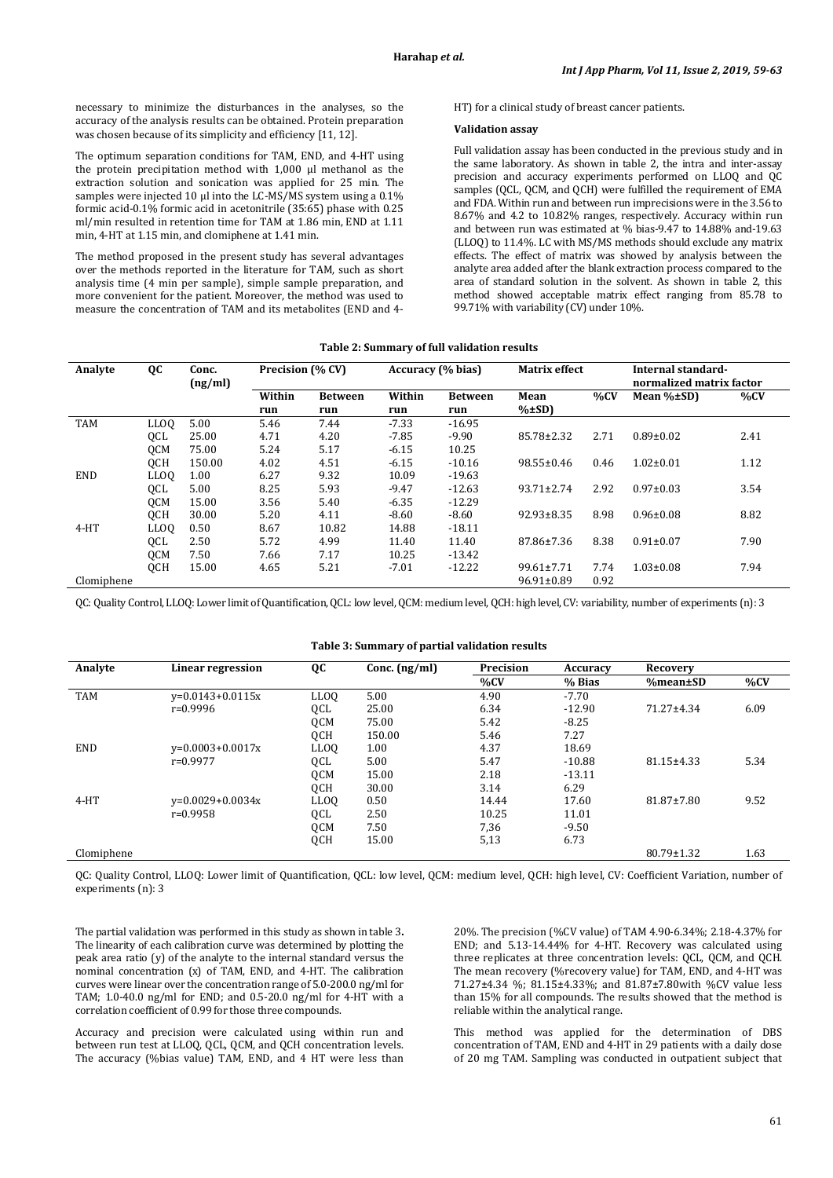necessary to minimize the disturbances in the analyses, so the accuracy of the analysis results can be obtained. Protein preparation was chosen because of its simplicity and efficiency [11, 12].

The optimum separation conditions for TAM, END, and 4-HT using the protein precipitation method with 1,000 µl methanol as the extraction solution and sonication was applied for 25 min. The samples were injected 10 µl into the LC-MS/MS system using a 0.1% formic acid-0.1% formic acid in acetonitrile (35:65) phase with 0.25 ml/min resulted in retention time for TAM at 1.86 min, END at 1.11 min, 4-HT at 1.15 min, and clomiphene at 1.41 min.

The method proposed in the present study has several advantages over the methods reported in the literature for TAM, such as short analysis time (4 min per sample), simple sample preparation, and more convenient for the patient. Moreover, the method was used to measure the concentration of TAM and its metabolites (END and 4-HT) for a clinical study of breast cancer patients.

**Validation assay**

Full validation assay has been conducted in the previous study and in the same laboratory. As shown in table 2, the intra and inter-assay precision and accuracy experiments performed on LLOQ and QC samples (QCL, QCM, and QCH) were fulfilled the requirement of EMA and FDA. Within run and between run imprecisions were in the 3.56 to 8.67% and 4.2 to 10.82% ranges, respectively. Accuracy within run and between run was estimated at % bias-9.47 to 14.88% and-19.63 (LLOQ) to 11.4%. LC with MS/MS methods should exclude any matrix effects. The effect of matrix was showed by analysis between the analyte area added after the blank extraction process compared to the area of standard solution in the solvent. As shown in table 2, this method showed acceptable matrix effect ranging from 85.78 to 99.71% with variability (CV) under 10%.

**Table 2: Summary of full validation results**

| Analyte | QC | Conc. (ng/ml) | Precision (% CV) | | Accuracy (% bias) | | Matrix effect | | Internal standard-normalized matrix factor | |
|---|---|---|---|---|---|---|---|---|---|---|
| | | | Within run | Between run | Within run | Between run | Mean %±SD) | %CV | Mean %±SD) | %CV |
| TAM | LLOQ | 5.00 | 5.46 | 7.44 | -7.33 | -16.95 | | | | |
| | QCL | 25.00 | 4.71 | 4.20 | -7.85 | -9.90 | 85.78±2.32 | 2.71 | 0.89±0.02 | 2.41 |
| | QCM | 75.00 | 5.24 | 5.17 | -6.15 | 10.25 | | | | |
| | QCH | 150.00 | 4.02 | 4.51 | -6.15 | -10.16 | 98.55±0.46 | 0.46 | 1.02±0.01 | 1.12 |
| END | LLOQ | 1.00 | 6.27 | 9.32 | 10.09 | -19.63 | | | | |
| | QCL | 5.00 | 8.25 | 5.93 | -9.47 | -12.63 | 93.71±2.74 | 2.92 | 0.97±0.03 | 3.54 |
| | QCM | 15.00 | 3.56 | 5.40 | -6.35 | -12.29 | | | | |
| | QCH | 30.00 | 5.20 | 4.11 | -8.60 | -8.60 | 92.93±8.35 | 8.98 | 0.96±0.08 | 8.82 |
| 4-HT | LLOQ | 0.50 | 8.67 | 10.82 | 14.88 | -18.11 | | | | |
| | QCL | 2.50 | 5.72 | 4.99 | 11.40 | 11.40 | 87.86±7.36 | 8.38 | 0.91±0.07 | 7.90 |
| | QCM | 7.50 | 7.66 | 7.17 | 10.25 | -13.42 | | | | |
| | QCH | 15.00 | 4.65 | 5.21 | -7.01 | -12.22 | 99.61±7.71 | 7.74 | 1.03±0.08 | 7.94 |
| Clomiphene | | | | | | | 96.91±0.89 | 0.92 | | |

QC: Quality Control, LLOQ: Lower limit of Quantification, QCL: low level, QCM: medium level, QCH: high level, CV: variability, number of experiments (n): 3

**Table 3: Summary of partial validation results**

| Analyte | Linear regression | QC | Conc. (ng/ml) | Precision | Accuracy | Recovery | |
|---|---|---|---|---|---|---|---|
| | | | | %CV | % Bias | %mean±SD | %CV |
| TAM | y=0.0143+0.0115x | LLOQ | 5.00 | 4.90 | -7.70 | | |
| | r=0.9996 | QCL | 25.00 | 6.34 | -12.90 | 71.27±4.34 | 6.09 |
| | | QCM | 75.00 | 5.42 | -8.25 | | |
| | | QCH | 150.00 | 5.46 | 7.27 | | |
| END | y=0.0003+0.0017x | LLOQ | 1.00 | 4.37 | 18.69 | | |
| | r=0.9977 | QCL | 5.00 | 5.47 | -10.88 | 81.15±4.33 | 5.34 |
| | | QCM | 15.00 | 2.18 | -13.11 | | |
| | | QCH | 30.00 | 3.14 | 6.29 | | |
| 4-HT | y=0.0029+0.0034x | LLOQ | 0.50 | 14.44 | 17.60 | | |
| | r=0.9958 | QCL | 2.50 | 10.25 | 11.01 | 81.87±7.80 | 9.52 |
| | | QCM | 7.50 | 7,36 | -9.50 | | |
| | | QCH | 15.00 | 5,13 | 6.73 | | |
| Clomiphene | | | | | | 80.79±1.32 | 1.63 |

QC: Quality Control, LLOQ: Lower limit of Quantification, QCL: low level, QCM: medium level, QCH: high level, CV: Coefficient Variation, number of experiments (n): 3

The partial validation was performed in this study as shown in table 3**.** The linearity of each calibration curve was determined by plotting the peak area ratio (y) of the analyte to the internal standard versus the nominal concentration (x) of TAM, END, and 4-HT. The calibration curves were linear over the concentration range of 5.0-200.0 ng/ml for TAM; 1.0-40.0 ng/ml for END; and 0.5-20.0 ng/ml for 4-HT with a correlation coefficient of 0.99 for those three compounds.

Accuracy and precision were calculated using within run and between run test at LLOQ, QCL, QCM, and QCH concentration levels. The accuracy (%bias value) TAM, END, and 4 HT were less than 20%. The precision (%CV value) of TAM 4.90-6.34%; 2.18-4.37% for END; and 5.13-14.44% for 4-HT. Recovery was calculated using three replicates at three concentration levels: QCL, QCM, and QCH. The mean recovery (%recovery value) for TAM, END, and 4-HT was 71.27±4.34 %; 81.15±4.33%; and 81.87±7.80with %CV value less than 15% for all compounds. The results showed that the method is reliable within the analytical range.

This method was applied for the determination of DBS concentration of TAM, END and 4-HT in 29 patients with a daily dose of 20 mg TAM. Sampling was conducted in outpatient subject that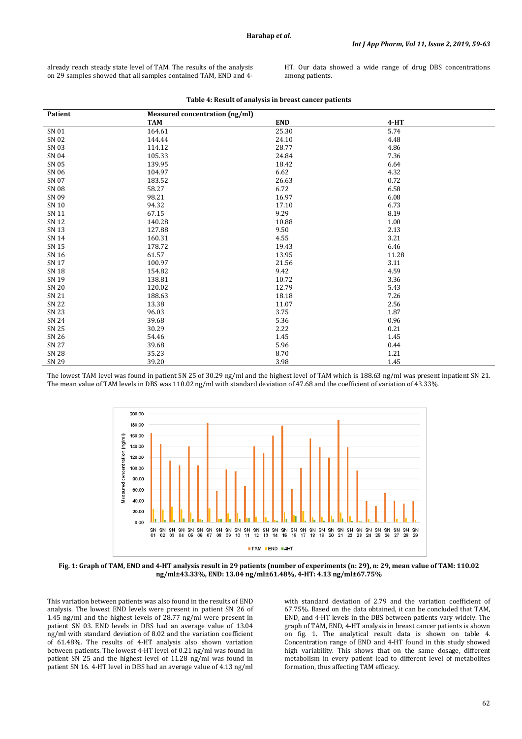already reach steady state level of TAM. The results of the analysis on 29 samples showed that all samples contained TAM, END and 4-HT. Our data showed a wide range of drug DBS concentrations among patients.

**Table 4: Result of analysis in breast cancer patients**

| Patient | Measured concentration (ng/ml) | | |
|---|---|---|---|
| | TAM | END | 4-HT |
| SN 01 | 164.61 | 25.30 | 5.74 |
| SN 02 | 144.44 | 24.10 | 4.48 |
| SN 03 | 114.12 | 28.77 | 4.86 |
| SN 04 | 105.33 | 24.84 | 7.36 |
| SN 05 | 139.95 | 18.42 | 6.64 |
| SN 06 | 104.97 | 6.62 | 4.32 |
| SN 07 | 183.52 | 26.63 | 0.72 |
| SN 08 | 58.27 | 6.72 | 6.58 |
| SN 09 | 98.21 | 16.97 | 6.08 |
| SN 10 | 94.32 | 17.10 | 6.73 |
| SN 11 | 67.15 | 9.29 | 8.19 |
| SN 12 | 140.28 | 10.88 | 1.00 |
| SN 13 | 127.88 | 9.50 | 2.13 |
| SN 14 | 160.31 | 4.55 | 3.21 |
| SN 15 | 178.72 | 19.43 | 6.46 |
| SN 16 | 61.57 | 13.95 | 11.28 |
| SN 17 | 100.97 | 21.56 | 3.11 |
| SN 18 | 154.82 | 9.42 | 4.59 |
| SN 19 | 138.81 | 10.72 | 3.36 |
| SN 20 | 120.02 | 12.79 | 5.43 |
| SN 21 | 188.63 | 18.18 | 7.26 |
| SN 22 | 13.38 | 11.07 | 2.56 |
| SN 23 | 96.03 | 3.75 | 1.87 |
| SN 24 | 39.68 | 5.36 | 0.96 |
| SN 25 | 30.29 | 2.22 | 0.21 |
| SN 26 | 54.46 | 1.45 | 1.45 |
| SN 27 | 39.68 | 5.96 | 0.44 |
| SN 28 | 35.23 | 8.70 | 1.21 |
| SN 29 | 39.20 | 3.98 | 1.45 |

The lowest TAM level was found in patient SN 25 of 30.29 ng/ml and the highest level of TAM which is 188.63 ng/ml was present inpatient SN 21. The mean value of TAM levels in DBS was 110.02 ng/ml with standard deviation of 47.68 and the coefficient of variation of 43.33%.

**Fig. 1: Graph of TAM, END and 4-HT analysis result in 29 patients (number of experiments (n: 29), n: 29, mean value of TAM: 110.02 ng/ml±43.33%, END: 13.04 ng/ml±61.48%, 4-HT: 4.13 ng/ml±67.75%**

This variation between patients was also found in the results of END analysis. The lowest END levels were present in patient SN 26 of 1.45 ng/ml and the highest levels of 28.77 ng/ml were present in patient SN 03. END levels in DBS had an average value of 13.04 ng/ml with standard deviation of 8.02 and the variation coefficient of 61.48%. The results of 4-HT analysis also shown variation between patients. The lowest 4-HT level of 0.21 ng/ml was found in patient SN 25 and the highest level of 11.28 ng/ml was found in patient SN 16. 4-HT level in DBS had an average value of 4.13 ng/ml with standard deviation of 2.79 and the variation coefficient of 67.75%. Based on the data obtained, it can be concluded that TAM, END, and 4-HT levels in the DBS between patients vary widely. The graph of TAM, END, 4-HT analysis in breast cancer patients is shown on fig. 1. The analytical result data is shown on table 4. Concentration range of END and 4-HT found in this study showed high variability. This shows that on the same dosage, different metabolism in every patient lead to different level of metabolites formation, thus affecting TAM efficacy.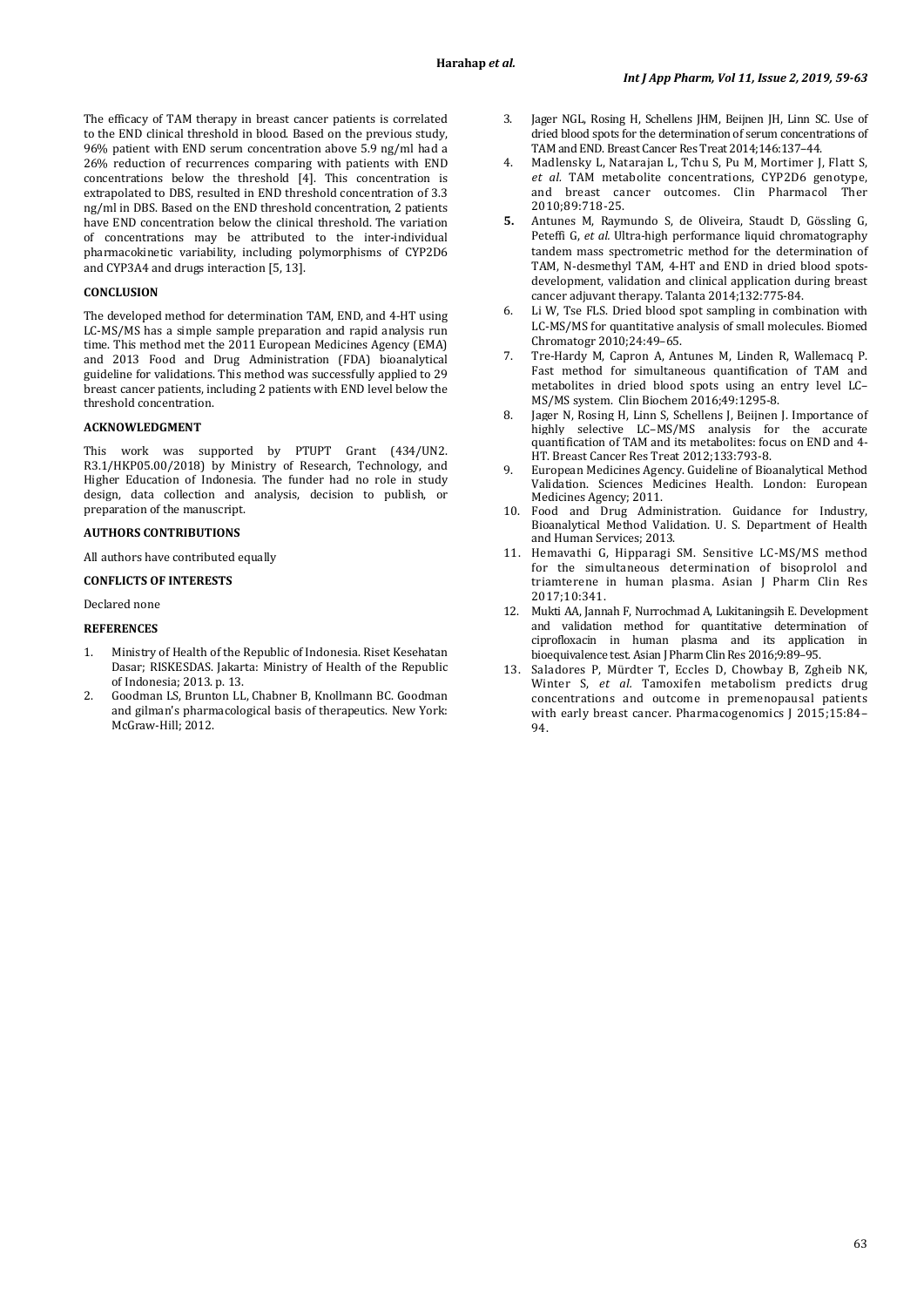The efficacy of TAM therapy in breast cancer patients is correlated to the END clinical threshold in blood. Based on the previous study, 96% patient with END serum concentration above 5.9 ng/ml had a 26% reduction of recurrences comparing with patients with END concentrations below the threshold [4]. This concentration is extrapolated to DBS, resulted in END threshold concentration of 3.3 ng/ml in DBS. Based on the END threshold concentration, 2 patients have END concentration below the clinical threshold. The variation of concentrations may be attributed to the inter-individual pharmacokinetic variability, including polymorphisms of CYP2D6 and CYP3A4 and drugs interaction [5, 13].

## CONCLUSION

The developed method for determination TAM, END, and 4-HT using LC-MS/MS has a simple sample preparation and rapid analysis run time. This method met the 2011 European Medicines Agency (EMA) and 2013 Food and Drug Administration (FDA) bioanalytical guideline for validations. This method was successfully applied to 29 breast cancer patients, including 2 patients with END level below the threshold concentration.

## ACKNOWLEDGMENT

This work was supported by PTUPT Grant (434/UN2. R3.1/HKP05.00/2018) by Ministry of Research, Technology, and Higher Education of Indonesia. The funder had no role in study design, data collection and analysis, decision to publish, or preparation of the manuscript.

## AUTHORS CONTRIBUTIONS

All authors have contributed equally

## CONFLICTS OF INTERESTS

Declared none

## REFERENCES

1. Ministry of Health of the Republic of Indonesia. Riset Kesehatan Dasar; RISKESDAS. Jakarta: Ministry of Health of the Republic of Indonesia; 2013. p. 13.
2. Goodman LS, Brunton LL, Chabner B, Knollmann BC. Goodman and gilman's pharmacological basis of therapeutics. New York: McGraw-Hill; 2012.
3. Jager NGL, Rosing H, Schellens JHM, Beijnen JH, Linn SC. Use of dried blood spots for the determination of serum concentrations of TAM and END. Breast Cancer Res Treat 2014;146:137–44.
4. Madlensky L, Natarajan L, Tchu S, Pu M, Mortimer J, Flatt S, *et al.* TAM metabolite concentrations, CYP2D6 genotype, and breast cancer outcomes. Clin Pharmacol Ther 2010;89:718-25.
5. Antunes M, Raymundo S, de Oliveira, Staudt D, Gössling G, Peteffi G, *et al.* Ultra-high performance liquid chromatography tandem mass spectrometric method for the determination of TAM, N-desmethyl TAM, 4-HT and END in dried blood spots-development, validation and clinical application during breast cancer adjuvant therapy. Talanta 2014;132:775-84.
6. Li W, Tse FLS. Dried blood spot sampling in combination with LC-MS/MS for quantitative analysis of small molecules. Biomed Chromatogr 2010;24:49–65.
7. Tre-Hardy M, Capron A, Antunes M, Linden R, Wallemacq P. Fast method for simultaneous quantification of TAM and metabolites in dried blood spots using an entry level LC–MS/MS system. Clin Biochem 2016;49:1295-8.
8. Jager N, Rosing H, Linn S, Schellens J, Beijnen J. Importance of highly selective LC–MS/MS analysis for the accurate quantification of TAM and its metabolites: focus on END and 4-HT. Breast Cancer Res Treat 2012;133:793-8.
9. European Medicines Agency. Guideline of Bioanalytical Method Validation. Sciences Medicines Health. London: European Medicines Agency; 2011.
10. Food and Drug Administration. Guidance for Industry, Bioanalytical Method Validation. U. S. Department of Health and Human Services; 2013.
11. Hemavathi G, Hipparagi SM. Sensitive LC-MS/MS method for the simultaneous determination of bisoprolol and triamterene in human plasma. Asian J Pharm Clin Res 2017;10:341.
12. Mukti AA, Jannah F, Nurrochmad A, Lukitaningsih E. Development and validation method for quantitative determination of ciprofloxacin in human plasma and its application in bioequivalence test. Asian J Pharm Clin Res 2016;9:89–95.
13. Saladores P, Mürdter T, Eccles D, Chowbay B, Zgheib NK, Winter S, *et al.* Tamoxifen metabolism predicts drug concentrations and outcome in premenopausal patients with early breast cancer. Pharmacogenomics J 2015;15:84–94.